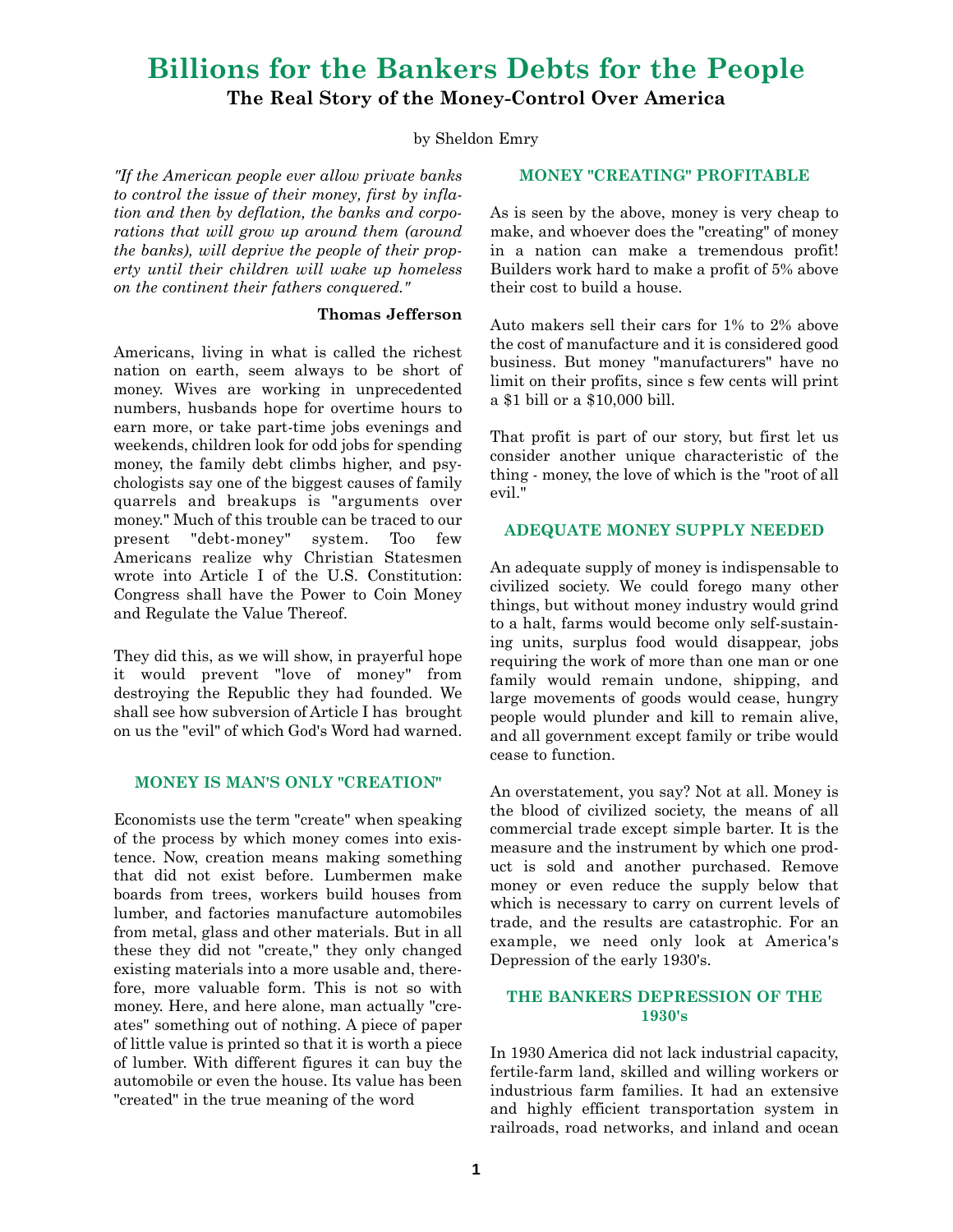# Billions for the Bankers Debts for the People

## The Real Story of the Money-Control Over America

by Sheldon Emry

*"If the American people ever allow private banks to control the issue of their money, first by inflation and then by deflation, the banks and corporations that will grow up around them (around the banks), will deprive the people of their property until their children will wake up homeless on the continent their fathers conquered."*

**Thomas Jefferson**

Americans, living in what is called the richest nation on earth, seem always to be short of money. Wives are working in unprecedented numbers, husbands hope for overtime hours to earn more, or take part-time jobs evenings and weekends, children look for odd jobs for spending money, the family debt climbs higher, and psychologists say one of the biggest causes of family quarrels and breakups is "arguments over money." Much of this trouble can be traced to our present "debt-money" system. Too few Americans realize why Christian Statesmen wrote into Article I of the U.S. Constitution: Congress shall have the Power to Coin Money and Regulate the Value Thereof.

They did this, as we will show, in prayerful hope it would prevent "love of money" from destroying the Republic they had founded. We shall see how subversion of Article I has brought on us the "evil" of which God's Word had warned.

### MONEY IS MAN'S ONLY "CREATION"

Economists use the term "create" when speaking of the process by which money comes into existence. Now, creation means making something that did not exist before. Lumbermen make boards from trees, workers build houses from lumber, and factories manufacture automobiles from metal, glass and other materials. But in all these they did not "create," they only changed existing materials into a more usable and, therefore, more valuable form. This is not so with money. Here, and here alone, man actually "creates" something out of nothing. A piece of paper of little value is printed so that it is worth a piece of lumber. With different figures it can buy the automobile or even the house. Its value has been "created" in the true meaning of the word

### MONEY "CREATING" PROFITABLE

As is seen by the above, money is very cheap to make, and whoever does the "creating" of money in a nation can make a tremendous profit! Builders work hard to make a profit of 5% above their cost to build a house.

Auto makers sell their cars for 1% to 2% above the cost of manufacture and it is considered good business. But money "manufacturers" have no limit on their profits, since s few cents will print a $1 bill or a $10,000 bill.

That profit is part of our story, but first let us consider another unique characteristic of the thing - money, the love of which is the "root of all evil."

### ADEQUATE MONEY SUPPLY NEEDED

An adequate supply of money is indispensable to civilized society. We could forego many other things, but without money industry would grind to a halt, farms would become only self-sustaining units, surplus food would disappear, jobs requiring the work of more than one man or one family would remain undone, shipping, and large movements of goods would cease, hungry people would plunder and kill to remain alive, and all government except family or tribe would cease to function.

An overstatement, you say? Not at all. Money is the blood of civilized society, the means of all commercial trade except simple barter. It is the measure and the instrument by which one product is sold and another purchased. Remove money or even reduce the supply below that which is necessary to carry on current levels of trade, and the results are catastrophic. For an example, we need only look at America's Depression of the early 1930's.

### THE BANKERS DEPRESSION OF THE 1930's

In 1930 America did not lack industrial capacity, fertile-farm land, skilled and willing workers or industrious farm families. It had an extensive and highly efficient transportation system in railroads, road networks, and inland and ocean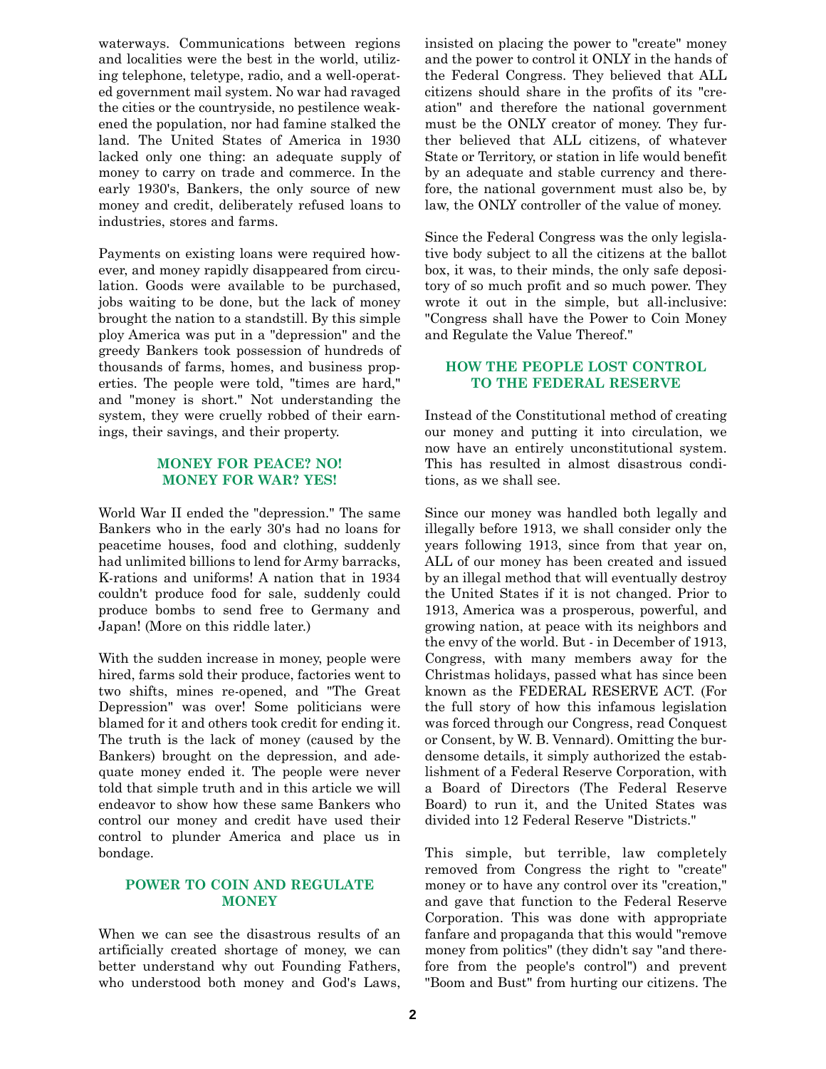waterways. Communications between regions and localities were the best in the world, utilizing telephone, teletype, radio, and a well-operated government mail system. No war had ravaged the cities or the countryside, no pestilence weakened the population, nor had famine stalked the land. The United States of America in 1930 lacked only one thing: an adequate supply of money to carry on trade and commerce. In the early 1930's, Bankers, the only source of new money and credit, deliberately refused loans to industries, stores and farms.

Payments on existing loans were required however, and money rapidly disappeared from circulation. Goods were available to be purchased, jobs waiting to be done, but the lack of money brought the nation to a standstill. By this simple ploy America was put in a "depression" and the greedy Bankers took possession of hundreds of thousands of farms, homes, and business properties. The people were told, "times are hard," and "money is short." Not understanding the system, they were cruelly robbed of their earnings, their savings, and their property.

## MONEY FOR PEACE? NO! MONEY FOR WAR? YES!

World War II ended the "depression." The same Bankers who in the early 30's had no loans for peacetime houses, food and clothing, suddenly had unlimited billions to lend for Army barracks, K-rations and uniforms! A nation that in 1934 couldn't produce food for sale, suddenly could produce bombs to send free to Germany and Japan! (More on this riddle later.)

With the sudden increase in money, people were hired, farms sold their produce, factories went to two shifts, mines re-opened, and "The Great Depression" was over! Some politicians were blamed for it and others took credit for ending it. The truth is the lack of money (caused by the Bankers) brought on the depression, and adequate money ended it. The people were never told that simple truth and in this article we will endeavor to show how these same Bankers who control our money and credit have used their control to plunder America and place us in bondage.

## POWER TO COIN AND REGULATE MONEY

When we can see the disastrous results of an artificially created shortage of money, we can better understand why out Founding Fathers, who understood both money and God's Laws, insisted on placing the power to "create" money and the power to control it ONLY in the hands of the Federal Congress. They believed that ALL citizens should share in the profits of its "creation" and therefore the national government must be the ONLY creator of money. They further believed that ALL citizens, of whatever State or Territory, or station in life would benefit by an adequate and stable currency and therefore, the national government must also be, by law, the ONLY controller of the value of money.

Since the Federal Congress was the only legislative body subject to all the citizens at the ballot box, it was, to their minds, the only safe depository of so much profit and so much power. They wrote it out in the simple, but all-inclusive: "Congress shall have the Power to Coin Money and Regulate the Value Thereof."

## HOW THE PEOPLE LOST CONTROL TO THE FEDERAL RESERVE

Instead of the Constitutional method of creating our money and putting it into circulation, we now have an entirely unconstitutional system. This has resulted in almost disastrous conditions, as we shall see.

Since our money was handled both legally and illegally before 1913, we shall consider only the years following 1913, since from that year on, ALL of our money has been created and issued by an illegal method that will eventually destroy the United States if it is not changed. Prior to 1913, America was a prosperous, powerful, and growing nation, at peace with its neighbors and the envy of the world. But - in December of 1913, Congress, with many members away for the Christmas holidays, passed what has since been known as the FEDERAL RESERVE ACT. (For the full story of how this infamous legislation was forced through our Congress, read Conquest or Consent, by W. B. Vennard). Omitting the burdensome details, it simply authorized the establishment of a Federal Reserve Corporation, with a Board of Directors (The Federal Reserve Board) to run it, and the United States was divided into 12 Federal Reserve "Districts."

This simple, but terrible, law completely removed from Congress the right to "create" money or to have any control over its "creation," and gave that function to the Federal Reserve Corporation. This was done with appropriate fanfare and propaganda that this would "remove money from politics" (they didn't say "and therefore from the people's control") and prevent "Boom and Bust" from hurting our citizens. The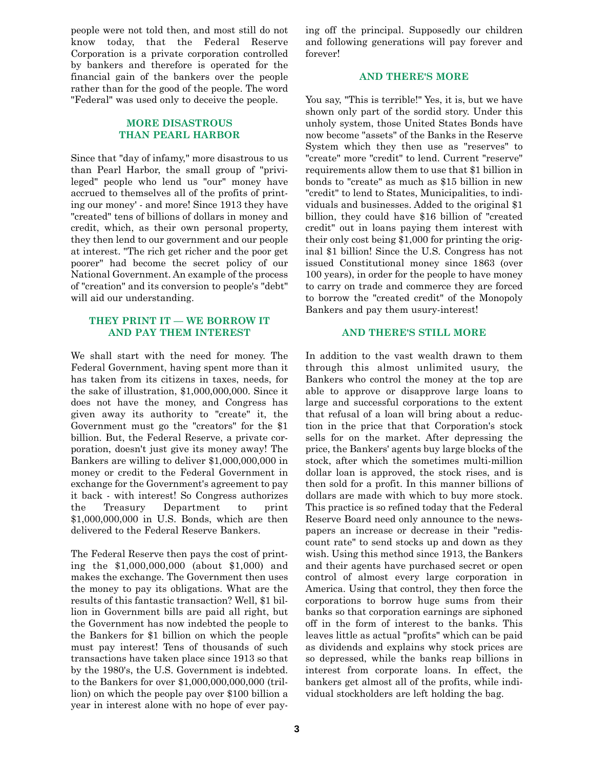people were not told then, and most still do not know today, that the Federal Reserve Corporation is a private corporation controlled by bankers and therefore is operated for the financial gain of the bankers over the people rather than for the good of the people. The word "Federal" was used only to deceive the people.

## MORE DISASTROUS THAN PEARL HARBOR

Since that "day of infamy," more disastrous to us than Pearl Harbor, the small group of "privileged" people who lend us "our" money have accrued to themselves all of the profits of printing our money' - and more! Since 1913 they have "created" tens of billions of dollars in money and credit, which, as their own personal property, they then lend to our government and our people at interest. "The rich get richer and the poor get poorer" had become the secret policy of our National Government. An example of the process of "creation" and its conversion to people's "debt" will aid our understanding.

## THEY PRINT IT — WE BORROW IT AND PAY THEM INTEREST

We shall start with the need for money. The Federal Government, having spent more than it has taken from its citizens in taxes, needs, for the sake of illustration, $1,000,000,000. Since it does not have the money, and Congress has given away its authority to "create" it, the Government must go the "creators" for the $1 billion. But, the Federal Reserve, a private corporation, doesn't just give its money away! The Bankers are willing to deliver $1,000,000,000 in money or credit to the Federal Government in exchange for the Government's agreement to pay it back - with interest! So Congress authorizes the Treasury Department to print $1,000,000,000 in U.S. Bonds, which are then delivered to the Federal Reserve Bankers.

The Federal Reserve then pays the cost of printing the $1,000,000,000 (about $1,000) and makes the exchange. The Government then uses the money to pay its obligations. What are the results of this fantastic transaction? Well, $1 billion in Government bills are paid all right, but the Government has now indebted the people to the Bankers for $1 billion on which the people must pay interest! Tens of thousands of such transactions have taken place since 1913 so that by the 1980's, the U.S. Government is indebted. to the Bankers for over $1,000,000,000,000 (trillion) on which the people pay over $100 billion a year in interest alone with no hope of ever paying off the principal. Supposedly our children and following generations will pay forever and forever!

## AND THERE'S MORE

You say, "This is terrible!" Yes, it is, but we have shown only part of the sordid story. Under this unholy system, those United States Bonds have now become "assets" of the Banks in the Reserve System which they then use as "reserves" to "create" more "credit" to lend. Current "reserve" requirements allow them to use that $1 billion in bonds to "create" as much as $15 billion in new "credit" to lend to States, Municipalities, to individuals and businesses. Added to the original $1 billion, they could have $16 billion of "created credit" out in loans paying them interest with their only cost being $1,000 for printing the original $1 billion! Since the U.S. Congress has not issued Constitutional money since 1863 (over 100 years), in order for the people to have money to carry on trade and commerce they are forced to borrow the "created credit" of the Monopoly Bankers and pay them usury-interest!

## AND THERE'S STILL MORE

In addition to the vast wealth drawn to them through this almost unlimited usury, the Bankers who control the money at the top are able to approve or disapprove large loans to large and successful corporations to the extent that refusal of a loan will bring about a reduction in the price that that Corporation's stock sells for on the market. After depressing the price, the Bankers' agents buy large blocks of the stock, after which the sometimes multi-million dollar loan is approved, the stock rises, and is then sold for a profit. In this manner billions of dollars are made with which to buy more stock. This practice is so refined today that the Federal Reserve Board need only announce to the newspapers an increase or decrease in their "rediscount rate" to send stocks up and down as they wish. Using this method since 1913, the Bankers and their agents have purchased secret or open control of almost every large corporation in America. Using that control, they then force the corporations to borrow huge sums from their banks so that corporation earnings are siphoned off in the form of interest to the banks. This leaves little as actual "profits" which can be paid as dividends and explains why stock prices are so depressed, while the banks reap billions in interest from corporate loans. In effect, the bankers get almost all of the profits, while individual stockholders are left holding the bag.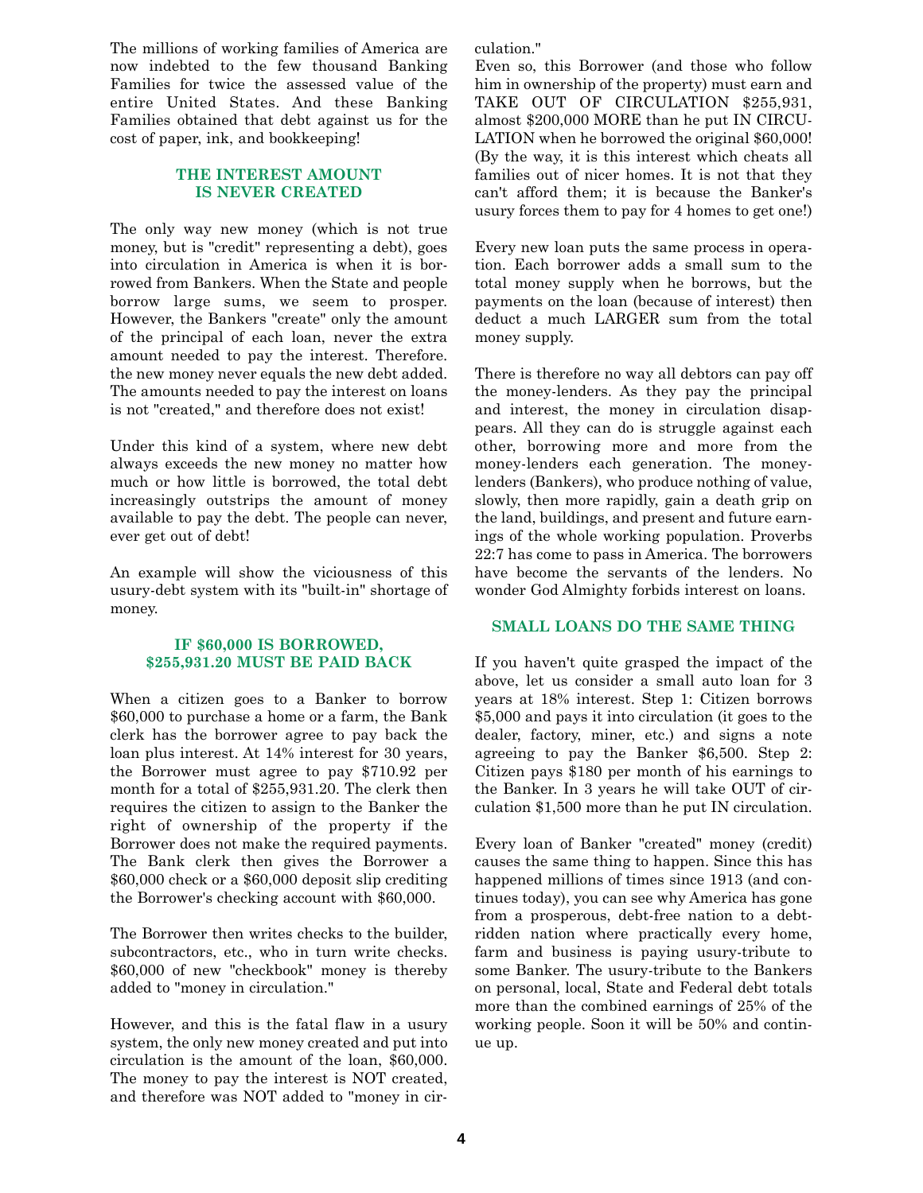The millions of working families of America are now indebted to the few thousand Banking Families for twice the assessed value of the entire United States. And these Banking Families obtained that debt against us for the cost of paper, ink, and bookkeeping!

### THE INTEREST AMOUNT IS NEVER CREATED

The only way new money (which is not true money, but is "credit" representing a debt), goes into circulation in America is when it is borrowed from Bankers. When the State and people borrow large sums, we seem to prosper. However, the Bankers "create" only the amount of the principal of each loan, never the extra amount needed to pay the interest. Therefore. the new money never equals the new debt added. The amounts needed to pay the interest on loans is not "created," and therefore does not exist!

Under this kind of a system, where new debt always exceeds the new money no matter how much or how little is borrowed, the total debt increasingly outstrips the amount of money available to pay the debt. The people can never, ever get out of debt!

An example will show the viciousness of this usury-debt system with its "built-in" shortage of money.

### IF $60,000 IS BORROWED, $255,931.20 MUST BE PAID BACK

When a citizen goes to a Banker to borrow $60,000 to purchase a home or a farm, the Bank clerk has the borrower agree to pay back the loan plus interest. At 14% interest for 30 years, the Borrower must agree to pay $710.92 per month for a total of $255,931.20. The clerk then requires the citizen to assign to the Banker the right of ownership of the property if the Borrower does not make the required payments. The Bank clerk then gives the Borrower a $60,000 check or a $60,000 deposit slip crediting the Borrower's checking account with $60,000.

The Borrower then writes checks to the builder, subcontractors, etc., who in turn write checks. $60,000 of new "checkbook" money is thereby added to "money in circulation."

However, and this is the fatal flaw in a usury system, the only new money created and put into circulation is the amount of the loan, $60,000. The money to pay the interest is NOT created, and therefore was NOT added to "money in circulation."

Even so, this Borrower (and those who follow him in ownership of the property) must earn and TAKE OUT OF CIRCULATION $255,931, almost $200,000 MORE than he put IN CIRCULATION when he borrowed the original $60,000! (By the way, it is this interest which cheats all families out of nicer homes. It is not that they can't afford them; it is because the Banker's usury forces them to pay for 4 homes to get one!)

Every new loan puts the same process in operation. Each borrower adds a small sum to the total money supply when he borrows, but the payments on the loan (because of interest) then deduct a much LARGER sum from the total money supply.

There is therefore no way all debtors can pay off the money-lenders. As they pay the principal and interest, the money in circulation disappears. All they can do is struggle against each other, borrowing more and more from the money-lenders each generation. The money-lenders (Bankers), who produce nothing of value, slowly, then more rapidly, gain a death grip on the land, buildings, and present and future earnings of the whole working population. Proverbs 22:7 has come to pass in America. The borrowers have become the servants of the lenders. No wonder God Almighty forbids interest on loans.

### SMALL LOANS DO THE SAME THING

If you haven't quite grasped the impact of the above, let us consider a small auto loan for 3 years at 18% interest. Step 1: Citizen borrows $5,000 and pays it into circulation (it goes to the dealer, factory, miner, etc.) and signs a note agreeing to pay the Banker $6,500. Step 2: Citizen pays $180 per month of his earnings to the Banker. In 3 years he will take OUT of circulation $1,500 more than he put IN circulation.

Every loan of Banker "created" money (credit) causes the same thing to happen. Since this has happened millions of times since 1913 (and continues today), you can see why America has gone from a prosperous, debt-free nation to a debt-ridden nation where practically every home, farm and business is paying usury-tribute to some Banker. The usury-tribute to the Bankers on personal, local, State and Federal debt totals more than the combined earnings of 25% of the working people. Soon it will be 50% and continue up.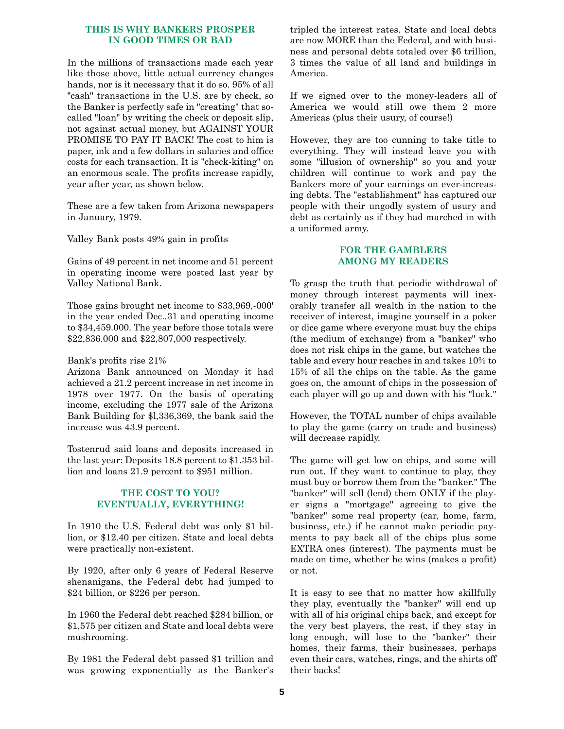## THIS IS WHY BANKERS PROSPER IN GOOD TIMES OR BAD

In the millions of transactions made each year like those above, little actual currency changes hands, nor is it necessary that it do so. 95% of all "cash" transactions in the U.S. are by check, so the Banker is perfectly safe in "creating" that so-called "loan" by writing the check or deposit slip, not against actual money, but AGAINST YOUR PROMISE TO PAY IT BACK! The cost to him is paper, ink and a few dollars in salaries and office costs for each transaction. It is "check-kiting" on an enormous scale. The profits increase rapidly, year after year, as shown below.

These are a few taken from Arizona newspapers in January, 1979.

Valley Bank posts 49% gain in profits

Gains of 49 percent in net income and 51 percent in operating income were posted last year by Valley National Bank.

Those gains brought net income to $33,969,-000' in the year ended Dec..31 and operating income to $34,459.000. The year before those totals were $22,836.000 and $22,807,000 respectively.

Bank's profits rise 21%
Arizona Bank announced on Monday it had achieved a 21.2 percent increase in net income in 1978 over 1977. On the basis of operating income, excluding the 1977 sale of the Arizona Bank Building for $l,336,369, the bank said the increase was 43.9 percent.

Tostenrud said loans and deposits increased in the last year: Deposits 18.8 percent to $1.353 billion and loans 21.9 percent to $951 million.

## THE COST TO YOU? EVENTUALLY, EVERYTHING!

In 1910 the U.S. Federal debt was only $1 billion, or $12.40 per citizen. State and local debts were practically non-existent.

By 1920, after only 6 years of Federal Reserve shenanigans, the Federal debt had jumped to $24 billion, or $226 per person.

In 1960 the Federal debt reached $284 billion, or $1,575 per citizen and State and local debts were mushrooming.

By 1981 the Federal debt passed $1 trillion and was growing exponentially as the Banker's tripled the interest rates. State and local debts are now MORE than the Federal, and with business and personal debts totaled over $6 trillion, 3 times the value of all land and buildings in America.

If we signed over to the money-leaders all of America we would still owe them 2 more Americas (plus their usury, of course!)

However, they are too cunning to take title to everything. They will instead leave you with some "illusion of ownership" so you and your children will continue to work and pay the Bankers more of your earnings on ever-increasing debts. The "establishment" has captured our people with their ungodly system of usury and debt as certainly as if they had marched in with a uniformed army.

## FOR THE GAMBLERS AMONG MY READERS

To grasp the truth that periodic withdrawal of money through interest payments will inexorably transfer all wealth in the nation to the receiver of interest, imagine yourself in a poker or dice game where everyone must buy the chips (the medium of exchange) from a "banker" who does not risk chips in the game, but watches the table and every hour reaches in and takes 10% to 15% of all the chips on the table. As the game goes on, the amount of chips in the possession of each player will go up and down with his "luck."

However, the TOTAL number of chips available to play the game (carry on trade and business) will decrease rapidly.

The game will get low on chips, and some will run out. If they want to continue to play, they must buy or borrow them from the "banker." The "banker" will sell (lend) them ONLY if the player signs a "mortgage" agreeing to give the "banker" some real property (car, home, farm, business, etc.) if he cannot make periodic payments to pay back all of the chips plus some EXTRA ones (interest). The payments must be made on time, whether he wins (makes a profit) or not.

It is easy to see that no matter how skillfully they play, eventually the "banker" will end up with all of his original chips back, and except for the very best players, the rest, if they stay in long enough, will lose to the "banker" their homes, their farms, their businesses, perhaps even their cars, watches, rings, and the shirts off their backs!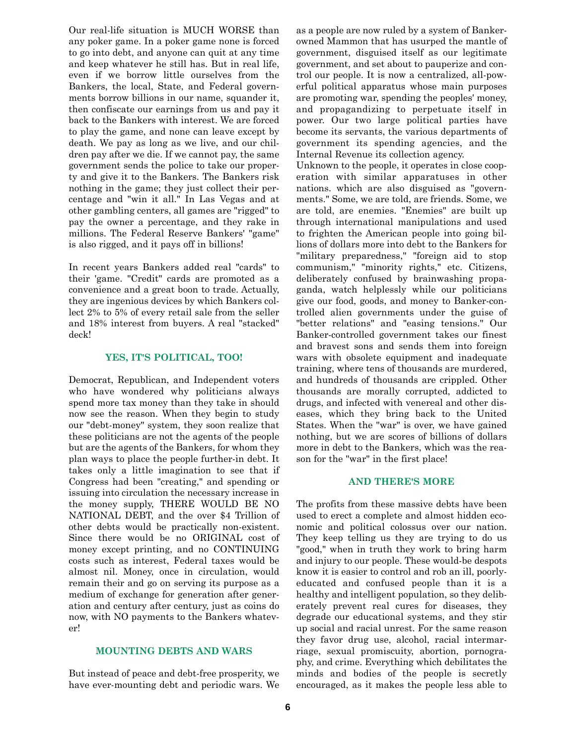Our real-life situation is MUCH WORSE than any poker game. In a poker game none is forced to go into debt, and anyone can quit at any time and keep whatever he still has. But in real life, even if we borrow little ourselves from the Bankers, the local, State, and Federal governments borrow billions in our name, squander it, then confiscate our earnings from us and pay it back to the Bankers with interest. We are forced to play the game, and none can leave except by death. We pay as long as we live, and our children pay after we die. If we cannot pay, the same government sends the police to take our property and give it to the Bankers. The Bankers risk nothing in the game; they just collect their percentage and "win it all." In Las Vegas and at other gambling centers, all games are "rigged" to pay the owner a percentage, and they rake in millions. The Federal Reserve Bankers' "game" is also rigged, and it pays off in billions!

In recent years Bankers added real "cards" to their 'game. "Credit" cards are promoted as a convenience and a great boon to trade. Actually, they are ingenious devices by which Bankers collect 2% to 5% of every retail sale from the seller and 18% interest from buyers. A real "stacked" deck!

### YES, IT'S POLITICAL, TOO!

Democrat, Republican, and Independent voters who have wondered why politicians always spend more tax money than they take in should now see the reason. When they begin to study our "debt-money" system, they soon realize that these politicians are not the agents of the people but are the agents of the Bankers, for whom they plan ways to place the people further-in debt. It takes only a little imagination to see that if Congress had been "creating," and spending or issuing into circulation the necessary increase in the money supply, THERE WOULD BE NO NATIONAL DEBT, and the over $4 Trillion of other debts would be practically non-existent. Since there would be no ORIGINAL cost of money except printing, and no CONTINUING costs such as interest, Federal taxes would be almost nil. Money, once in circulation, would remain their and go on serving its purpose as a medium of exchange for generation after generation and century after century, just as coins do now, with NO payments to the Bankers whatever!

### MOUNTING DEBTS AND WARS

But instead of peace and debt-free prosperity, we have ever-mounting debt and periodic wars. We as a people are now ruled by a system of Banker-owned Mammon that has usurped the mantle of government, disguised itself as our legitimate government, and set about to pauperize and control our people. It is now a centralized, all-powerful political apparatus whose main purposes are promoting war, spending the peoples' money, and propagandizing to perpetuate itself in power. Our two large political parties have become its servants, the various departments of government its spending agencies, and the Internal Revenue its collection agency.

Unknown to the people, it operates in close cooperation with similar apparatuses in other nations. which are also disguised as "governments." Some, we are told, are friends. Some, we are told, are enemies. "Enemies" are built up through international manipulations and used to frighten the American people into going billions of dollars more into debt to the Bankers for "military preparedness," "foreign aid to stop communism," "minority rights," etc. Citizens, deliberately confused by brainwashing propaganda, watch helplessly while our politicians give our food, goods, and money to Banker-controlled alien governments under the guise of "better relations" and "easing tensions." Our Banker-controlled government takes our finest and bravest sons and sends them into foreign wars with obsolete equipment and inadequate training, where tens of thousands are murdered, and hundreds of thousands are crippled. Other thousands are morally corrupted, addicted to drugs, and infected with venereal and other diseases, which they bring back to the United States. When the "war" is over, we have gained nothing, but we are scores of billions of dollars more in debt to the Bankers, which was the reason for the "war" in the first place!

### AND THERE'S MORE

The profits from these massive debts have been used to erect a complete and almost hidden economic and political colossus over our nation. They keep telling us they are trying to do us "good," when in truth they work to bring harm and injury to our people. These would-be despots know it is easier to control and rob an ill, poorly-educated and confused people than it is a healthy and intelligent population, so they deliberately prevent real cures for diseases, they degrade our educational systems, and they stir up social and racial unrest. For the same reason they favor drug use, alcohol, racial intermarriage, sexual promiscuity, abortion, pornography, and crime. Everything which debilitates the minds and bodies of the people is secretly encouraged, as it makes the people less able to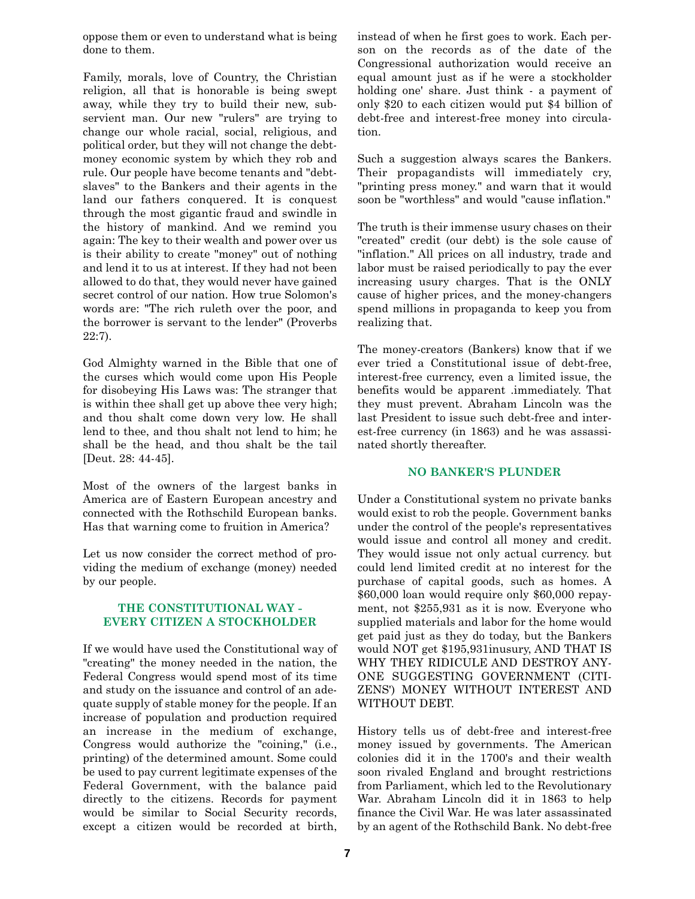oppose them or even to understand what is being done to them.

Family, morals, love of Country, the Christian religion, all that is honorable is being swept away, while they try to build their new, subservient man. Our new "rulers" are trying to change our whole racial, social, religious, and political order, but they will not change the debt-money economic system by which they rob and rule. Our people have become tenants and "debt-slaves" to the Bankers and their agents in the land our fathers conquered. It is conquest through the most gigantic fraud and swindle in the history of mankind. And we remind you again: The key to their wealth and power over us is their ability to create "money" out of nothing and lend it to us at interest. If they had not been allowed to do that, they would never have gained secret control of our nation. How true Solomon's words are: "The rich ruleth over the poor, and the borrower is servant to the lender" (Proverbs 22:7).

God Almighty warned in the Bible that one of the curses which would come upon His People for disobeying His Laws was: The stranger that is within thee shall get up above thee very high; and thou shalt come down very low. He shall lend to thee, and thou shalt not lend to him; he shall be the head, and thou shalt be the tail [Deut. 28: 44-45].

Most of the owners of the largest banks in America are of Eastern European ancestry and connected with the Rothschild European banks. Has that warning come to fruition in America?

Let us now consider the correct method of providing the medium of exchange (money) needed by our people.

### THE CONSTITUTIONAL WAY - EVERY CITIZEN A STOCKHOLDER

If we would have used the Constitutional way of "creating" the money needed in the nation, the Federal Congress would spend most of its time and study on the issuance and control of an adequate supply of stable money for the people. If an increase of population and production required an increase in the medium of exchange, Congress would authorize the "coining," (i.e., printing) of the determined amount. Some could be used to pay current legitimate expenses of the Federal Government, with the balance paid directly to the citizens. Records for payment would be similar to Social Security records, except a citizen would be recorded at birth, instead of when he first goes to work. Each person on the records as of the date of the Congressional authorization would receive an equal amount just as if he were a stockholder holding one' share. Just think - a payment of only $20 to each citizen would put $4 billion of debt-free and interest-free money into circulation.

Such a suggestion always scares the Bankers. Their propagandists will immediately cry, "printing press money." and warn that it would soon be "worthless" and would "cause inflation."

The truth is their immense usury chases on their "created" credit (our debt) is the sole cause of "inflation." All prices on all industry, trade and labor must be raised periodically to pay the ever increasing usury charges. That is the ONLY cause of higher prices, and the money-changers spend millions in propaganda to keep you from realizing that.

The money-creators (Bankers) know that if we ever tried a Constitutional issue of debt-free, interest-free currency, even a limited issue, the benefits would be apparent .immediately. That they must prevent. Abraham Lincoln was the last President to issue such debt-free and interest-free currency (in 1863) and he was assassinated shortly thereafter.

### NO BANKER'S PLUNDER

Under a Constitutional system no private banks would exist to rob the people. Government banks under the control of the people's representatives would issue and control all money and credit. They would issue not only actual currency. but could lend limited credit at no interest for the purchase of capital goods, such as homes. A $60,000 loan would require only $60,000 repayment, not $255,931 as it is now. Everyone who supplied materials and labor for the home would get paid just as they do today, but the Bankers would NOT get $195,931inusury, AND THAT IS WHY THEY RIDICULE AND DESTROY ANYONE SUGGESTING GOVERNMENT (CITIZENS') MONEY WITHOUT INTEREST AND WITHOUT DEBT.

History tells us of debt-free and interest-free money issued by governments. The American colonies did it in the 1700's and their wealth soon rivaled England and brought restrictions from Parliament, which led to the Revolutionary War. Abraham Lincoln did it in 1863 to help finance the Civil War. He was later assassinated by an agent of the Rothschild Bank. No debt-free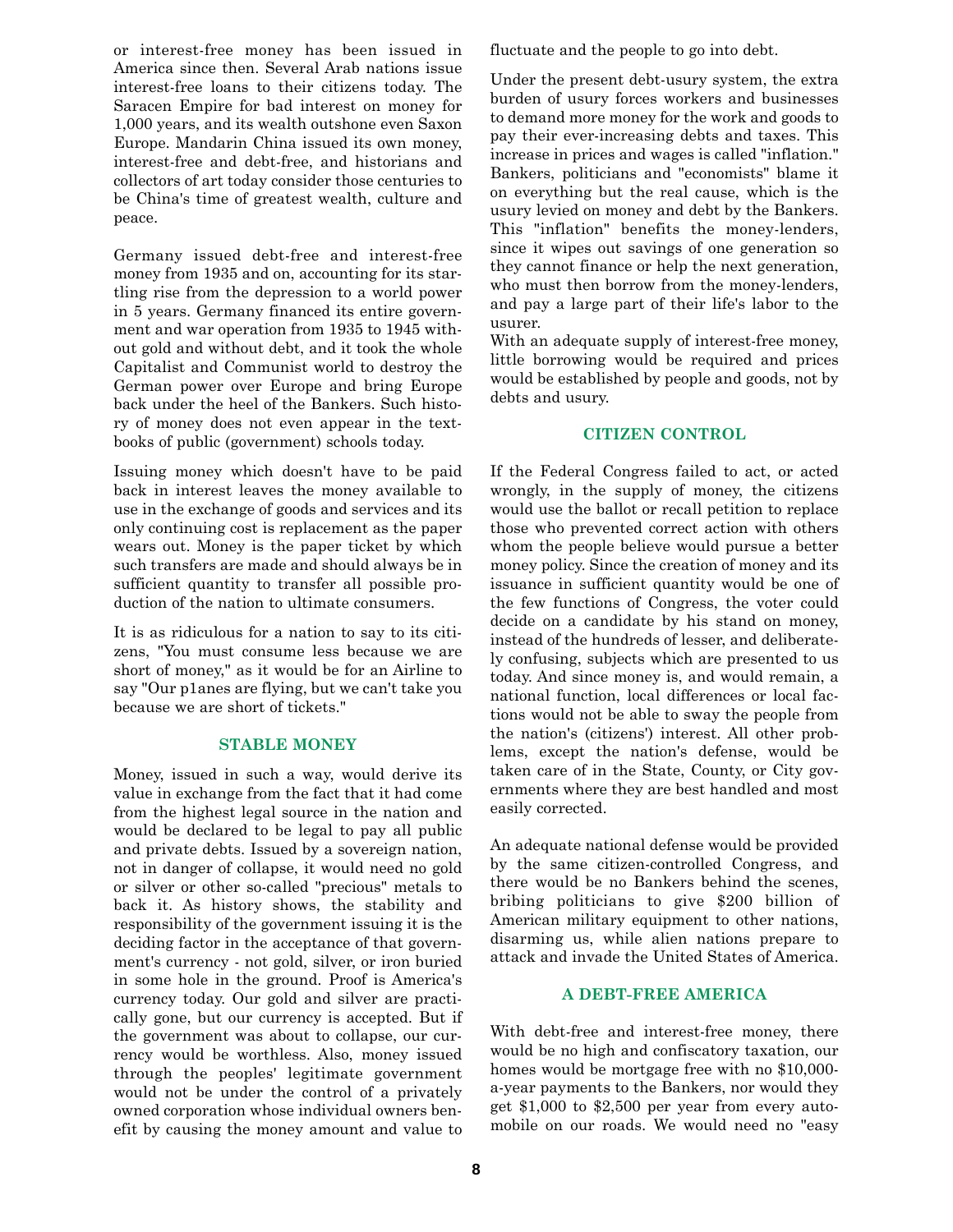or interest-free money has been issued in America since then. Several Arab nations issue interest-free loans to their citizens today. The Saracen Empire for bad interest on money for 1,000 years, and its wealth outshone even Saxon Europe. Mandarin China issued its own money, interest-free and debt-free, and historians and collectors of art today consider those centuries to be China's time of greatest wealth, culture and peace.

Germany issued debt-free and interest-free money from 1935 and on, accounting for its startling rise from the depression to a world power in 5 years. Germany financed its entire government and war operation from 1935 to 1945 without gold and without debt, and it took the whole Capitalist and Communist world to destroy the German power over Europe and bring Europe back under the heel of the Bankers. Such history of money does not even appear in the textbooks of public (government) schools today.

Issuing money which doesn't have to be paid back in interest leaves the money available to use in the exchange of goods and services and its only continuing cost is replacement as the paper wears out. Money is the paper ticket by which such transfers are made and should always be in sufficient quantity to transfer all possible production of the nation to ultimate consumers.

It is as ridiculous for a nation to say to its citizens, "You must consume less because we are short of money," as it would be for an Airline to say "Our p1anes are flying, but we can't take you because we are short of tickets."

## STABLE MONEY

Money, issued in such a way, would derive its value in exchange from the fact that it had come from the highest legal source in the nation and would be declared to be legal to pay all public and private debts. Issued by a sovereign nation, not in danger of collapse, it would need no gold or silver or other so-called "precious" metals to back it. As history shows, the stability and responsibility of the government issuing it is the deciding factor in the acceptance of that government's currency - not gold, silver, or iron buried in some hole in the ground. Proof is America's currency today. Our gold and silver are practically gone, but our currency is accepted. But if the government was about to collapse, our currency would be worthless. Also, money issued through the peoples' legitimate government would not be under the control of a privately owned corporation whose individual owners benefit by causing the money amount and value to fluctuate and the people to go into debt.

Under the present debt-usury system, the extra burden of usury forces workers and businesses to demand more money for the work and goods to pay their ever-increasing debts and taxes. This increase in prices and wages is called "inflation." Bankers, politicians and "economists" blame it on everything but the real cause, which is the usury levied on money and debt by the Bankers. This "inflation" benefits the money-lenders, since it wipes out savings of one generation so they cannot finance or help the next generation, who must then borrow from the money-lenders, and pay a large part of their life's labor to the usurer.

With an adequate supply of interest-free money, little borrowing would be required and prices would be established by people and goods, not by debts and usury.

## CITIZEN CONTROL

If the Federal Congress failed to act, or acted wrongly, in the supply of money, the citizens would use the ballot or recall petition to replace those who prevented correct action with others whom the people believe would pursue a better money policy. Since the creation of money and its issuance in sufficient quantity would be one of the few functions of Congress, the voter could decide on a candidate by his stand on money, instead of the hundreds of lesser, and deliberately confusing, subjects which are presented to us today. And since money is, and would remain, a national function, local differences or local factions would not be able to sway the people from the nation's (citizens') interest. All other problems, except the nation's defense, would be taken care of in the State, County, or City governments where they are best handled and most easily corrected.

An adequate national defense would be provided by the same citizen-controlled Congress, and there would be no Bankers behind the scenes, bribing politicians to give $200 billion of American military equipment to other nations, disarming us, while alien nations prepare to attack and invade the United States of America.

## A DEBT-FREE AMERICA

With debt-free and interest-free money, there would be no high and confiscatory taxation, our homes would be mortgage free with no $10,000-a-year payments to the Bankers, nor would they get $1,000 to $2,500 per year from every automobile on our roads. We would need no "easy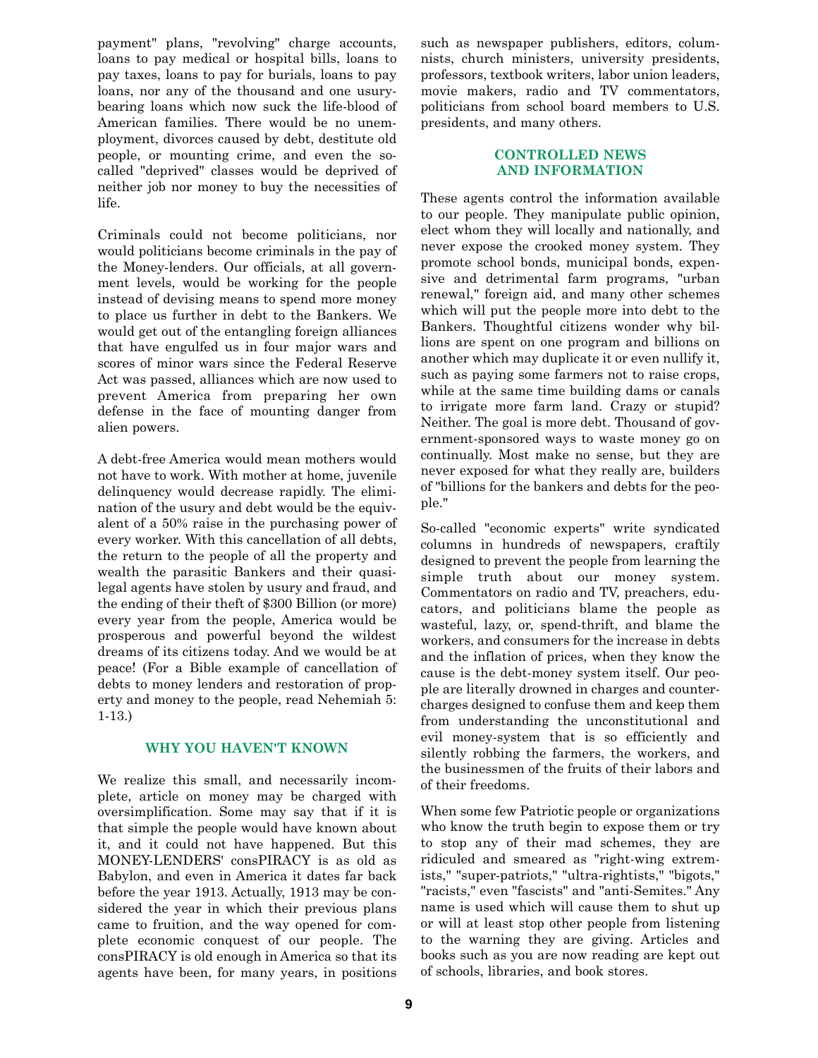payment" plans, "revolving" charge accounts, loans to pay medical or hospital bills, loans to pay taxes, loans to pay for burials, loans to pay loans, nor any of the thousand and one usury-bearing loans which now suck the life-blood of American families. There would be no unemployment, divorces caused by debt, destitute old people, or mounting crime, and even the so-called "deprived" classes would be deprived of neither job nor money to buy the necessities of life.

Criminals could not become politicians, nor would politicians become criminals in the pay of the Money-lenders. Our officials, at all government levels, would be working for the people instead of devising means to spend more money to place us further in debt to the Bankers. We would get out of the entangling foreign alliances that have engulfed us in four major wars and scores of minor wars since the Federal Reserve Act was passed, alliances which are now used to prevent America from preparing her own defense in the face of mounting danger from alien powers.

A debt-free America would mean mothers would not have to work. With mother at home, juvenile delinquency would decrease rapidly. The elimination of the usury and debt would be the equivalent of a 50% raise in the purchasing power of every worker. With this cancellation of all debts, the return to the people of all the property and wealth the parasitic Bankers and their quasi-legal agents have stolen by usury and fraud, and the ending of their theft of $300 Billion (or more) every year from the people, America would be prosperous and powerful beyond the wildest dreams of its citizens today. And we would be at peace! (For a Bible example of cancellation of debts to money lenders and restoration of property and money to the people, read Nehemiah 5: 1-13.)

## WHY YOU HAVEN'T KNOWN

We realize this small, and necessarily incomplete, article on money may be charged with oversimplification. Some may say that if it is that simple the people would have known about it, and it could not have happened. But this MONEY-LENDERS' consPIRACY is as old as Babylon, and even in America it dates far back before the year 1913. Actually, 1913 may be considered the year in which their previous plans came to fruition, and the way opened for complete economic conquest of our people. The consPIRACY is old enough in America so that its agents have been, for many years, in positions such as newspaper publishers, editors, columnists, church ministers, university presidents, professors, textbook writers, labor union leaders, movie makers, radio and TV commentators, politicians from school board members to U.S. presidents, and many others.

## CONTROLLED NEWS AND INFORMATION

These agents control the information available to our people. They manipulate public opinion, elect whom they will locally and nationally, and never expose the crooked money system. They promote school bonds, municipal bonds, expensive and detrimental farm programs, "urban renewal," foreign aid, and many other schemes which will put the people more into debt to the Bankers. Thoughtful citizens wonder why billions are spent on one program and billions on another which may duplicate it or even nullify it, such as paying some farmers not to raise crops, while at the same time building dams or canals to irrigate more farm land. Crazy or stupid? Neither. The goal is more debt. Thousand of government-sponsored ways to waste money go on continually. Most make no sense, but they are never exposed for what they really are, builders of "billions for the bankers and debts for the people."

So-called "economic experts" write syndicated columns in hundreds of newspapers, craftily designed to prevent the people from learning the simple truth about our money system. Commentators on radio and TV, preachers, educators, and politicians blame the people as wasteful, lazy, or, spend-thrift, and blame the workers, and consumers for the increase in debts and the inflation of prices, when they know the cause is the debt-money system itself. Our people are literally drowned in charges and counter-charges designed to confuse them and keep them from understanding the unconstitutional and evil money-system that is so efficiently and silently robbing the farmers, the workers, and the businessmen of the fruits of their labors and of their freedoms.

When some few Patriotic people or organizations who know the truth begin to expose them or try to stop any of their mad schemes, they are ridiculed and smeared as "right-wing extremists," "super-patriots," "ultra-rightists," "bigots," "racists," even "fascists" and "anti-Semites." Any name is used which will cause them to shut up or will at least stop other people from listening to the warning they are giving. Articles and books such as you are now reading are kept out of schools, libraries, and book stores.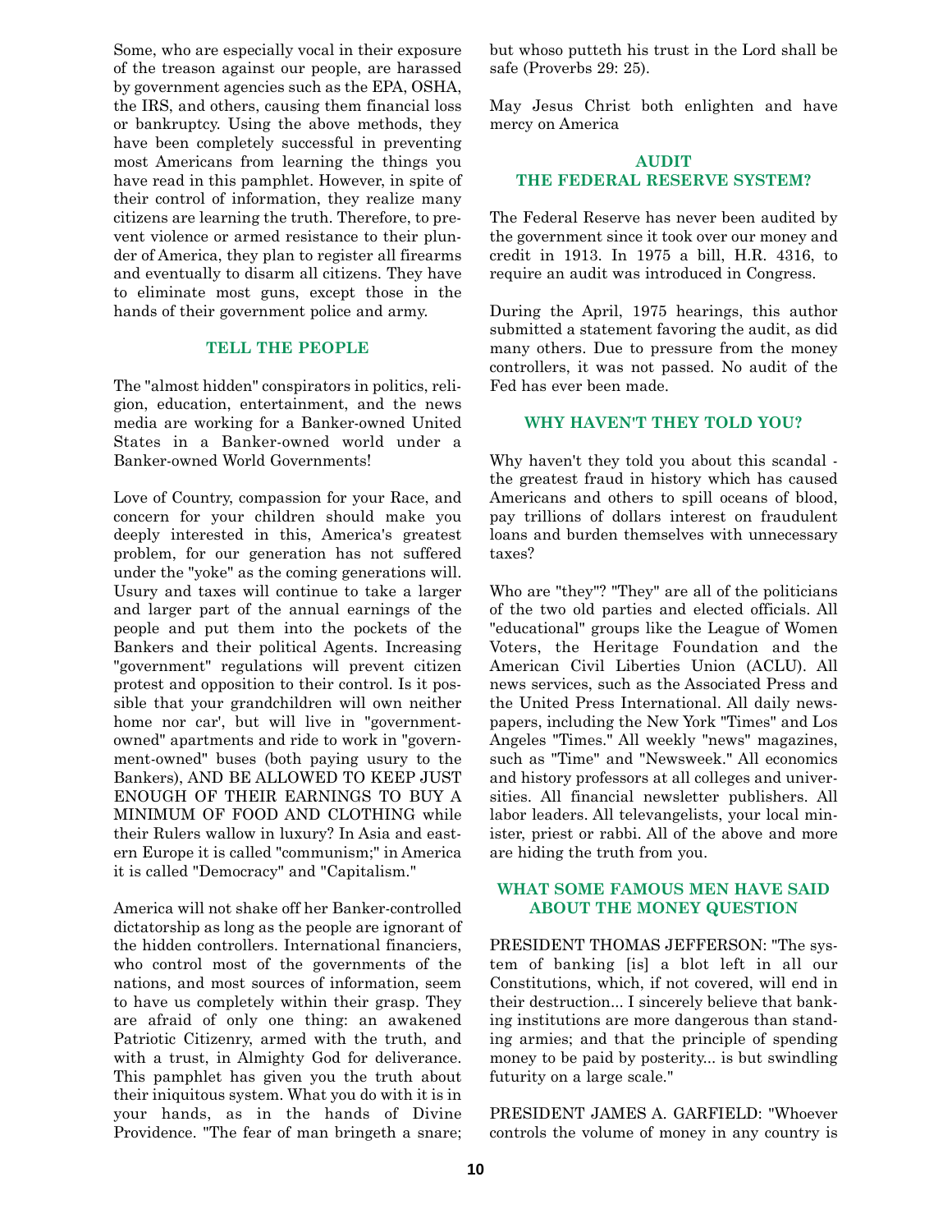Some, who are especially vocal in their exposure of the treason against our people, are harassed by government agencies such as the EPA, OSHA, the IRS, and others, causing them financial loss or bankruptcy. Using the above methods, they have been completely successful in preventing most Americans from learning the things you have read in this pamphlet. However, in spite of their control of information, they realize many citizens are learning the truth. Therefore, to prevent violence or armed resistance to their plunder of America, they plan to register all firearms and eventually to disarm all citizens. They have to eliminate most guns, except those in the hands of their government police and army.

## TELL THE PEOPLE

The "almost hidden" conspirators in politics, religion, education, entertainment, and the news media are working for a Banker-owned United States in a Banker-owned world under a Banker-owned World Governments!

Love of Country, compassion for your Race, and concern for your children should make you deeply interested in this, America's greatest problem, for our generation has not suffered under the "yoke" as the coming generations will. Usury and taxes will continue to take a larger and larger part of the annual earnings of the people and put them into the pockets of the Bankers and their political Agents. Increasing "government" regulations will prevent citizen protest and opposition to their control. Is it possible that your grandchildren will own neither home nor car', but will live in "government-owned" apartments and ride to work in "government-owned" buses (both paying usury to the Bankers), AND BE ALLOWED TO KEEP JUST ENOUGH OF THEIR EARNINGS TO BUY A MINIMUM OF FOOD AND CLOTHING while their Rulers wallow in luxury? In Asia and eastern Europe it is called "communism;" in America it is called "Democracy" and "Capitalism."

America will not shake off her Banker-controlled dictatorship as long as the people are ignorant of the hidden controllers. International financiers, who control most of the governments of the nations, and most sources of information, seem to have us completely within their grasp. They are afraid of only one thing: an awakened Patriotic Citizenry, armed with the truth, and with a trust, in Almighty God for deliverance. This pamphlet has given you the truth about their iniquitous system. What you do with it is in your hands, as in the hands of Divine Providence. "The fear of man bringeth a snare; but whoso putteth his trust in the Lord shall be safe (Proverbs 29: 25).

May Jesus Christ both enlighten and have mercy on America

## AUDIT THE FEDERAL RESERVE SYSTEM?

The Federal Reserve has never been audited by the government since it took over our money and credit in 1913. In 1975 a bill, H.R. 4316, to require an audit was introduced in Congress.

During the April, 1975 hearings, this author submitted a statement favoring the audit, as did many others. Due to pressure from the money controllers, it was not passed. No audit of the Fed has ever been made.

## WHY HAVEN'T THEY TOLD YOU?

Why haven't they told you about this scandal - the greatest fraud in history which has caused Americans and others to spill oceans of blood, pay trillions of dollars interest on fraudulent loans and burden themselves with unnecessary taxes?

Who are "they"? "They" are all of the politicians of the two old parties and elected officials. All "educational" groups like the League of Women Voters, the Heritage Foundation and the American Civil Liberties Union (ACLU). All news services, such as the Associated Press and the United Press International. All daily newspapers, including the New York "Times" and Los Angeles "Times." All weekly "news" magazines, such as "Time" and "Newsweek." All economics and history professors at all colleges and universities. All financial newsletter publishers. All labor leaders. All televangelists, your local minister, priest or rabbi. All of the above and more are hiding the truth from you.

## WHAT SOME FAMOUS MEN HAVE SAID ABOUT THE MONEY QUESTION

PRESIDENT THOMAS JEFFERSON: "The system of banking [is] a blot left in all our Constitutions, which, if not covered, will end in their destruction... I sincerely believe that banking institutions are more dangerous than standing armies; and that the principle of spending money to be paid by posterity... is but swindling futurity on a large scale."

PRESIDENT JAMES A. GARFIELD: "Whoever controls the volume of money in any country is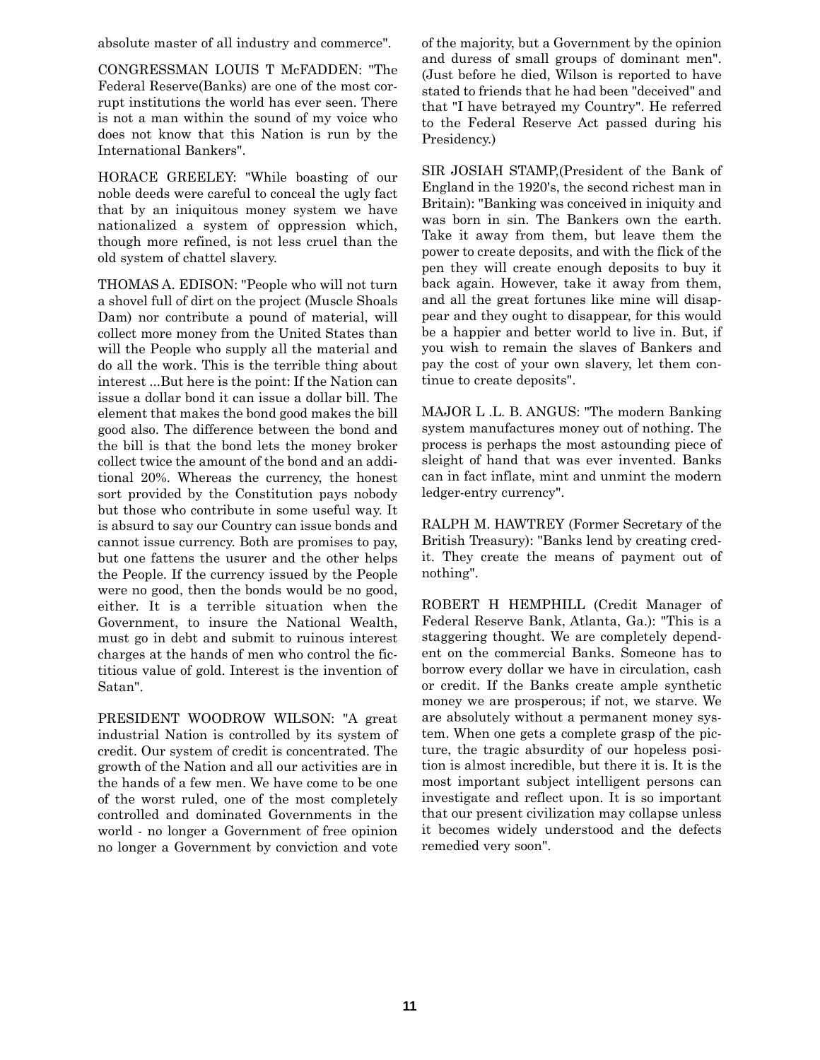absolute master of all industry and commerce".

CONGRESSMAN LOUIS T McFADDEN: "The Federal Reserve(Banks) are one of the most corrupt institutions the world has ever seen. There is not a man within the sound of my voice who does not know that this Nation is run by the International Bankers".

HORACE GREELEY: "While boasting of our noble deeds were careful to conceal the ugly fact that by an iniquitous money system we have nationalized a system of oppression which, though more refined, is not less cruel than the old system of chattel slavery.

THOMAS A. EDISON: "People who will not turn a shovel full of dirt on the project (Muscle Shoals Dam) nor contribute a pound of material, will collect more money from the United States than will the People who supply all the material and do all the work. This is the terrible thing about interest ...But here is the point: If the Nation can issue a dollar bond it can issue a dollar bill. The element that makes the bond good makes the bill good also. The difference between the bond and the bill is that the bond lets the money broker collect twice the amount of the bond and an additional 20%. Whereas the currency, the honest sort provided by the Constitution pays nobody but those who contribute in some useful way. It is absurd to say our Country can issue bonds and cannot issue currency. Both are promises to pay, but one fattens the usurer and the other helps the People. If the currency issued by the People were no good, then the bonds would be no good, either. It is a terrible situation when the Government, to insure the National Wealth, must go in debt and submit to ruinous interest charges at the hands of men who control the fictitious value of gold. Interest is the invention of Satan".

PRESIDENT WOODROW WILSON: "A great industrial Nation is controlled by its system of credit. Our system of credit is concentrated. The growth of the Nation and all our activities are in the hands of a few men. We have come to be one of the worst ruled, one of the most completely controlled and dominated Governments in the world - no longer a Government of free opinion no longer a Government by conviction and vote of the majority, but a Government by the opinion and duress of small groups of dominant men". (Just before he died, Wilson is reported to have stated to friends that he had been "deceived" and that "I have betrayed my Country". He referred to the Federal Reserve Act passed during his Presidency.)

SIR JOSIAH STAMP,(President of the Bank of England in the 1920's, the second richest man in Britain): "Banking was conceived in iniquity and was born in sin. The Bankers own the earth. Take it away from them, but leave them the power to create deposits, and with the flick of the pen they will create enough deposits to buy it back again. However, take it away from them, and all the great fortunes like mine will disappear and they ought to disappear, for this would be a happier and better world to live in. But, if you wish to remain the slaves of Bankers and pay the cost of your own slavery, let them continue to create deposits".

MAJOR L .L. B. ANGUS: "The modern Banking system manufactures money out of nothing. The process is perhaps the most astounding piece of sleight of hand that was ever invented. Banks can in fact inflate, mint and unmint the modern ledger-entry currency".

RALPH M. HAWTREY (Former Secretary of the British Treasury): "Banks lend by creating credit. They create the means of payment out of nothing".

ROBERT H HEMPHILL (Credit Manager of Federal Reserve Bank, Atlanta, Ga.): "This is a staggering thought. We are completely dependent on the commercial Banks. Someone has to borrow every dollar we have in circulation, cash or credit. If the Banks create ample synthetic money we are prosperous; if not, we starve. We are absolutely without a permanent money system. When one gets a complete grasp of the picture, the tragic absurdity of our hopeless position is almost incredible, but there it is. It is the most important subject intelligent persons can investigate and reflect upon. It is so important that our present civilization may collapse unless it becomes widely understood and the defects remedied very soon".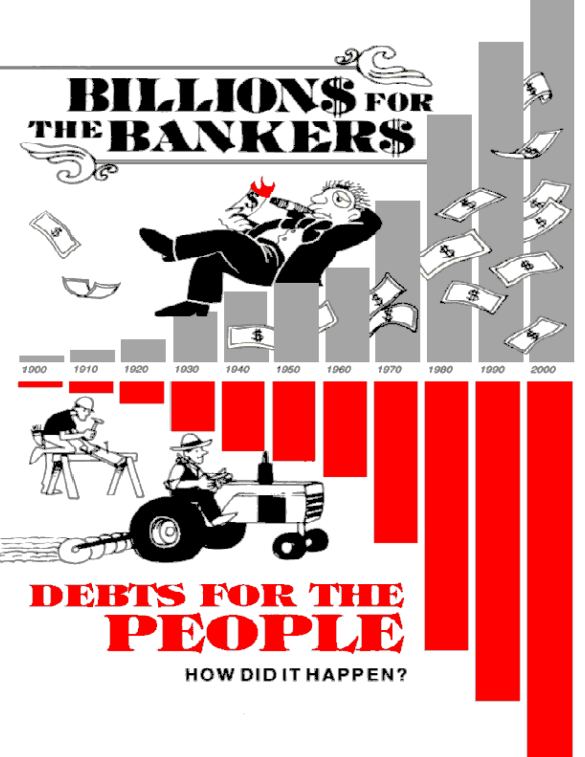# BILLION$ FOR THE BANKER$

1900

1910

1920

1930

1940

1950

1960

1970

1980

1990

2000

# DEBTS FOR THE PEOPLE

HOW DID IT HAPPEN?